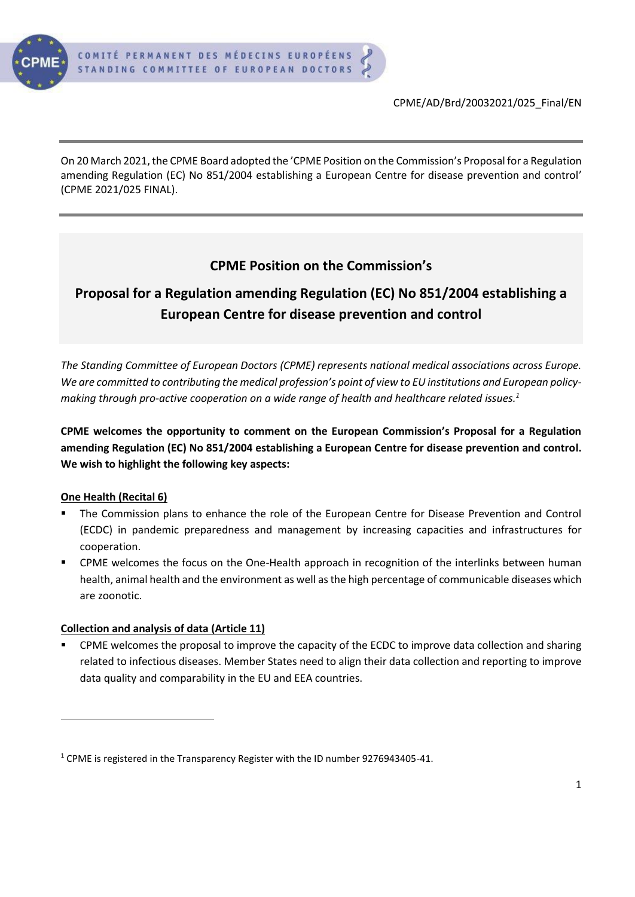CPME/AD/Brd/20032021/025_Final/EN

On 20 March 2021, the CPME Board adopted the 'CPME Position on the Commission's Proposal for a Regulation amending Regulation (EC) No 851/2004 establishing a European Centre for disease prevention and control' (CPME 2021/025 FINAL).

# CPME Position on the Commission's Proposal for a Regulation amending Regulation (EC) No 851/2004 establishing a European Centre for disease prevention and control

*The Standing Committee of European Doctors (CPME) represents national medical associations across Europe. We are committed to contributing the medical profession's point of view to EU institutions and European policy-making through pro-active cooperation on a wide range of health and healthcare related issues.*[1]

**CPME welcomes the opportunity to comment on the European Commission's Proposal for a Regulation amending Regulation (EC) No 851/2004 establishing a European Centre for disease prevention and control. We wish to highlight the following key aspects:**

**One Health (Recital 6)**

- The Commission plans to enhance the role of the European Centre for Disease Prevention and Control (ECDC) in pandemic preparedness and management by increasing capacities and infrastructures for cooperation.
- CPME welcomes the focus on the One-Health approach in recognition of the interlinks between human health, animal health and the environment as well as the high percentage of communicable diseases which are zoonotic.

**Collection and analysis of data (Article 11)**

- CPME welcomes the proposal to improve the capacity of the ECDC to improve data collection and sharing related to infectious diseases. Member States need to align their data collection and reporting to improve data quality and comparability in the EU and EEA countries.

[1] CPME is registered in the Transparency Register with the ID number 9276943405-41.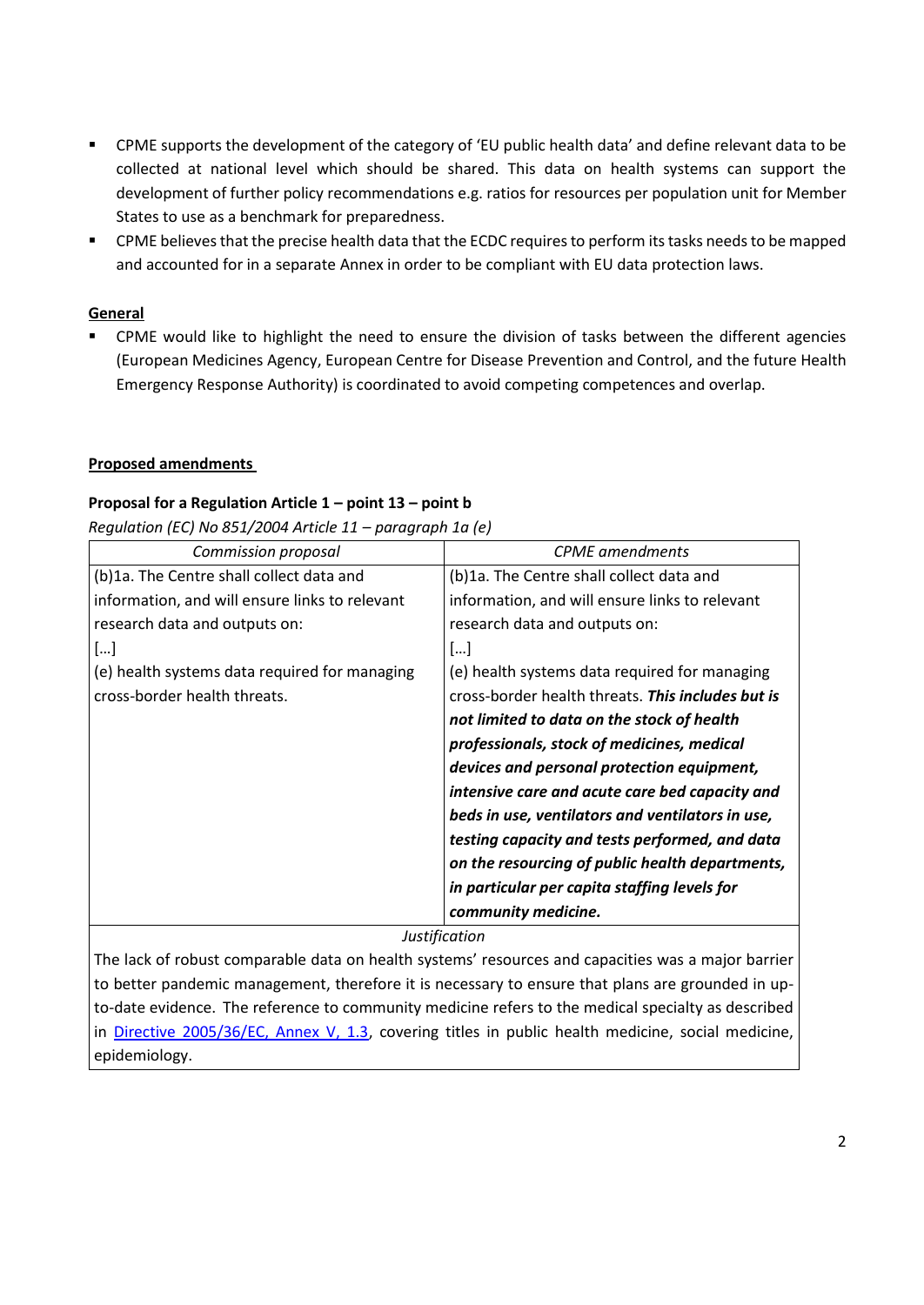- CPME supports the development of the category of 'EU public health data' and define relevant data to be collected at national level which should be shared. This data on health systems can support the development of further policy recommendations e.g. ratios for resources per population unit for Member States to use as a benchmark for preparedness.
- CPME believes that the precise health data that the ECDC requires to perform its tasks needs to be mapped and accounted for in a separate Annex in order to be compliant with EU data protection laws.

**General**

- CPME would like to highlight the need to ensure the division of tasks between the different agencies (European Medicines Agency, European Centre for Disease Prevention and Control, and the future Health Emergency Response Authority) is coordinated to avoid competing competences and overlap.

**Proposed amendments**

**Proposal for a Regulation Article 1 – point 13 – point b**

*Regulation (EC) No 851/2004 Article 11 – paragraph 1a (e)*

| *Commission proposal* | *CPME amendments* |
|---|---|
| (b)1a. The Centre shall collect data and information, and will ensure links to relevant research data and outputs on:<br>[…]<br>(e) health systems data required for managing cross-border health threats. | (b)1a. The Centre shall collect data and information, and will ensure links to relevant research data and outputs on:<br>[…]<br>(e) health systems data required for managing cross-border health threats. ***This includes but is not limited to data on the stock of health professionals, stock of medicines, medical devices and personal protection equipment, intensive care and acute care bed capacity and beds in use, ventilators and ventilators in use, testing capacity and tests performed, and data on the resourcing of public health departments, in particular per capita staffing levels for community medicine.*** |
| *Justification* | |
| The lack of robust comparable data on health systems' resources and capacities was a major barrier to better pandemic management, therefore it is necessary to ensure that plans are grounded in up-to-date evidence. The reference to community medicine refers to the medical specialty as described in Directive 2005/36/EC, Annex V, 1.3, covering titles in public health medicine, social medicine, epidemiology. | |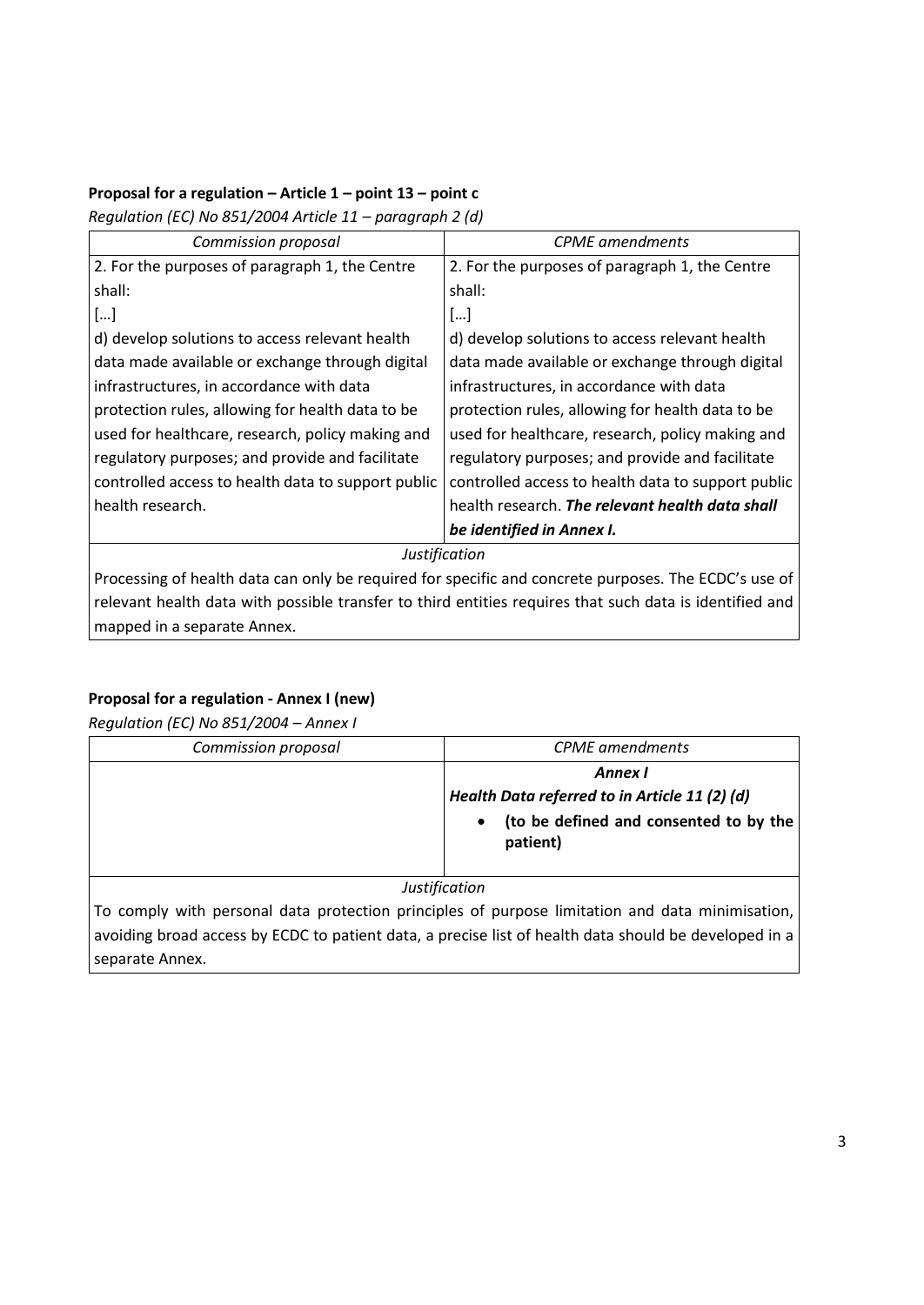**Proposal for a regulation – Article 1 – point 13 – point c**

*Regulation (EC) No 851/2004 Article 11 – paragraph 2 (d)*

| *Commission proposal* | *CPME amendments* |
|---|---|
| 2. For the purposes of paragraph 1, the Centre shall:<br>[…]<br>d) develop solutions to access relevant health data made available or exchange through digital infrastructures, in accordance with data protection rules, allowing for health data to be used for healthcare, research, policy making and regulatory purposes; and provide and facilitate controlled access to health data to support public health research. | 2. For the purposes of paragraph 1, the Centre shall:<br>[…]<br>d) develop solutions to access relevant health data made available or exchange through digital infrastructures, in accordance with data protection rules, allowing for health data to be used for healthcare, research, policy making and regulatory purposes; and provide and facilitate controlled access to health data to support public health research. ***The relevant health data shall be identified in Annex I.*** |
| *Justification* | |
| Processing of health data can only be required for specific and concrete purposes. The ECDC's use of relevant health data with possible transfer to third entities requires that such data is identified and mapped in a separate Annex. | |

**Proposal for a regulation - Annex I (new)**

*Regulation (EC) No 851/2004 – Annex I*

| *Commission proposal* | *CPME amendments* |
|---|---|
| | ***Annex I***<br>***Health Data referred to in Article 11 (2) (d)***<br>• **(to be defined and consented to by the patient)** |
| *Justification* | |
| To comply with personal data protection principles of purpose limitation and data minimisation, avoiding broad access by ECDC to patient data, a precise list of health data should be developed in a separate Annex. | |